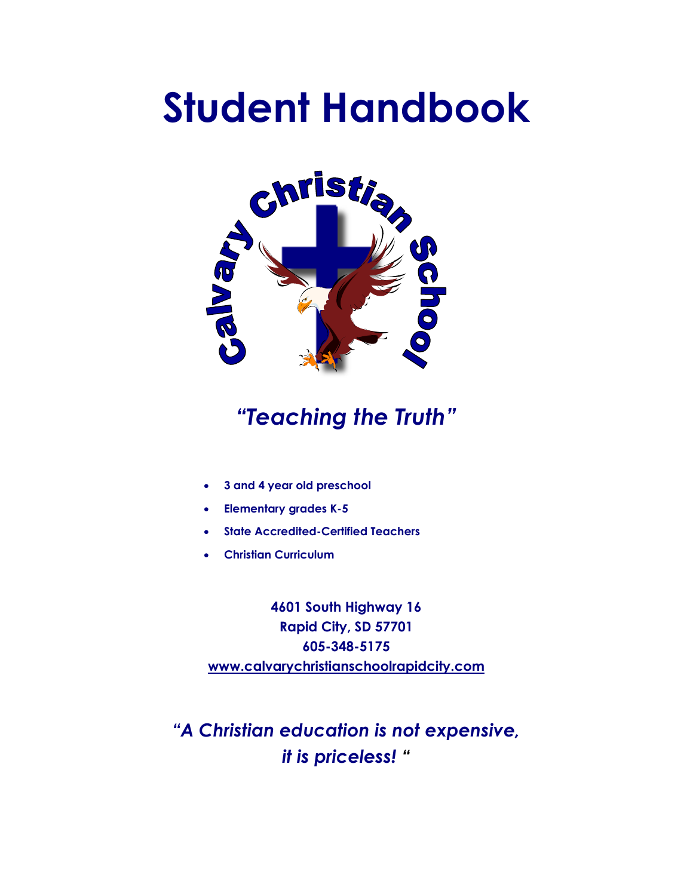# Student Handbook

Calvary Christian School

*"Teaching the Truth"*

- **3 and 4 year old preschool**
- **Elementary grades K-5**
- **State Accredited-Certified Teachers**
- **Christian Curriculum**

**4601 South Highway 16**
**Rapid City, SD 57701**
**605-348-5175**
**www.calvarychristianschoolrapidcity.com**

***"A Christian education is not expensive, it is priceless! "***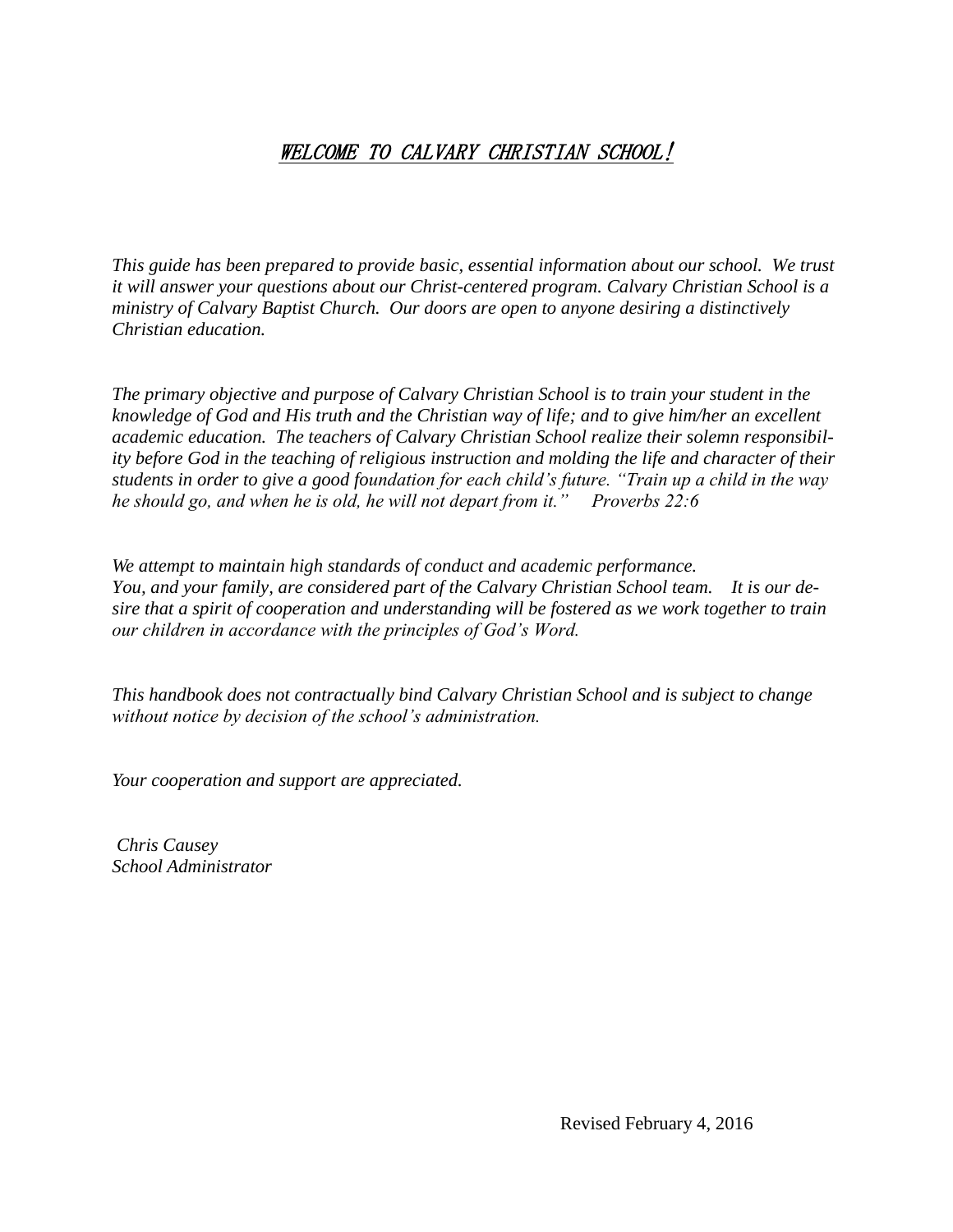# WELCOME TO CALVARY CHRISTIAN SCHOOL!

*This guide has been prepared to provide basic, essential information about our school. We trust it will answer your questions about our Christ-centered program. Calvary Christian School is a ministry of Calvary Baptist Church. Our doors are open to anyone desiring a distinctively Christian education.*

*The primary objective and purpose of Calvary Christian School is to train your student in the knowledge of God and His truth and the Christian way of life; and to give him/her an excellent academic education. The teachers of Calvary Christian School realize their solemn responsibility before God in the teaching of religious instruction and molding the life and character of their students in order to give a good foundation for each child's future. "Train up a child in the way he should go, and when he is old, he will not depart from it." Proverbs 22:6*

*We attempt to maintain high standards of conduct and academic performance. You, and your family, are considered part of the Calvary Christian School team. It is our desire that a spirit of cooperation and understanding will be fostered as we work together to train our children in accordance with the principles of God's Word.*

*This handbook does not contractually bind Calvary Christian School and is subject to change without notice by decision of the school's administration.*

*Your cooperation and support are appreciated.*

*Chris Causey*
*School Administrator*

Revised February 4, 2016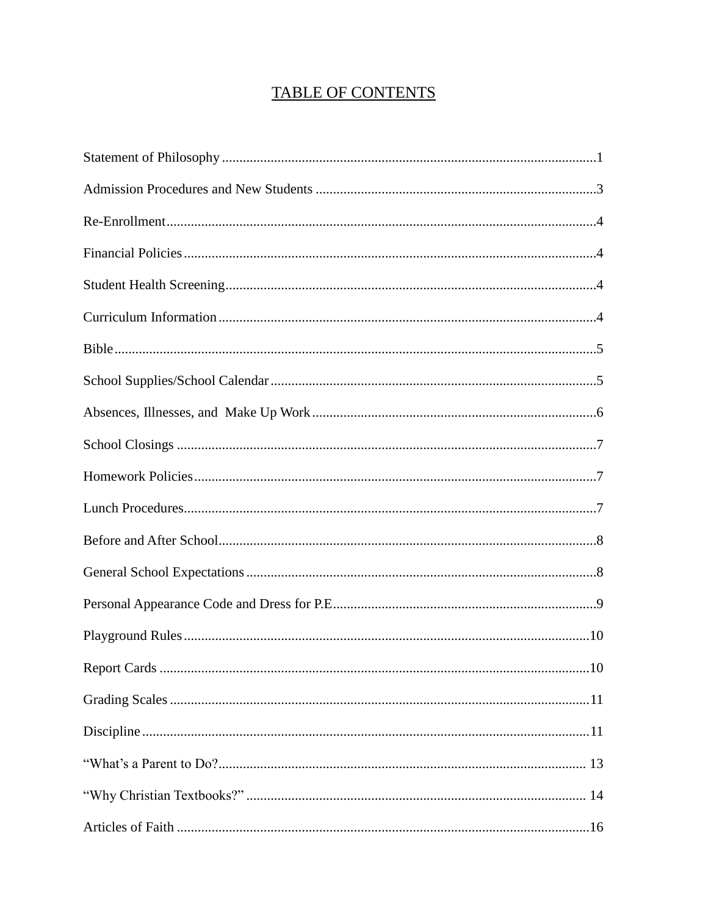# TABLE OF CONTENTS

Statement of Philosophy ........................................................................................................1

Admission Procedures and New Students ................................................................................3

Re-Enrollment..........................................................................................................................4

Financial Policies.....................................................................................................................4

Student Health Screening.........................................................................................................4

Curriculum Information...........................................................................................................4

Bible........................................................................................................................................5

School Supplies/School Calendar.............................................................................................5

Absences, Illnesses, and  Make Up Work.................................................................................6

School Closings .......................................................................................................................7

Homework Policies..................................................................................................................7

Lunch Procedures.....................................................................................................................7

Before and After School...........................................................................................................8

General School Expectations...................................................................................................8

Personal Appearance Code and Dress for P.E...........................................................................9

Playground Rules....................................................................................................................10

Report Cards ..........................................................................................................................10

Grading Scales .......................................................................................................................11

Discipline...............................................................................................................................11

“What’s a Parent to Do?......................................................................................................... 13

“Why Christian Textbooks?” ................................................................................................. 14

Articles of Faith .....................................................................................................................16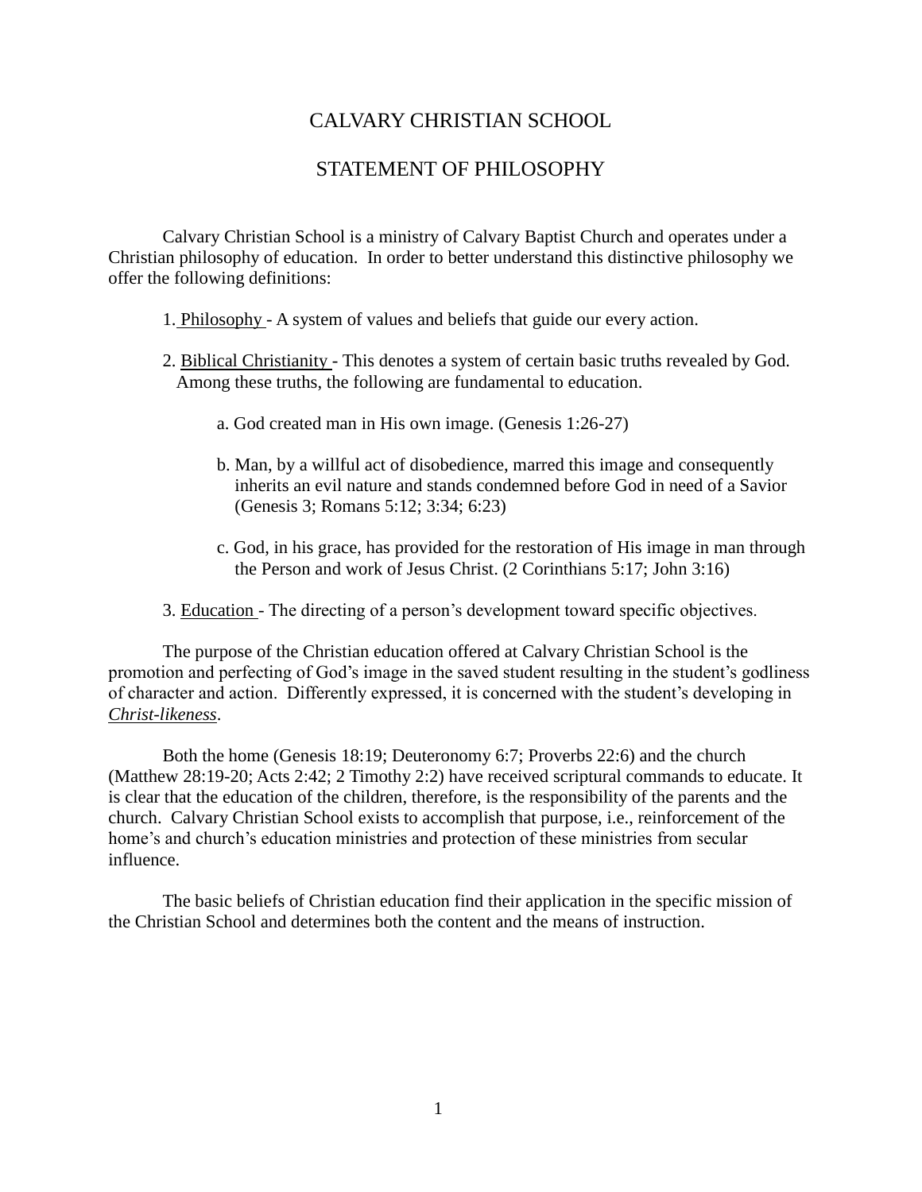# CALVARY CHRISTIAN SCHOOL

## STATEMENT OF PHILOSOPHY

Calvary Christian School is a ministry of Calvary Baptist Church and operates under a Christian philosophy of education. In order to better understand this distinctive philosophy we offer the following definitions:

1. Philosophy - A system of values and beliefs that guide our every action.

2. Biblical Christianity - This denotes a system of certain basic truths revealed by God. Among these truths, the following are fundamental to education.

   a. God created man in His own image. (Genesis 1:26-27)

   b. Man, by a willful act of disobedience, marred this image and consequently inherits an evil nature and stands condemned before God in need of a Savior (Genesis 3; Romans 5:12; 3:34; 6:23)

   c. God, in his grace, has provided for the restoration of His image in man through the Person and work of Jesus Christ. (2 Corinthians 5:17; John 3:16)

3. Education - The directing of a person's development toward specific objectives.

The purpose of the Christian education offered at Calvary Christian School is the promotion and perfecting of God's image in the saved student resulting in the student's godliness of character and action. Differently expressed, it is concerned with the student's developing in ***Christ-likeness***.

Both the home (Genesis 18:19; Deuteronomy 6:7; Proverbs 22:6) and the church (Matthew 28:19-20; Acts 2:42; 2 Timothy 2:2) have received scriptural commands to educate. It is clear that the education of the children, therefore, is the responsibility of the parents and the church. Calvary Christian School exists to accomplish that purpose, i.e., reinforcement of the home's and church's education ministries and protection of these ministries from secular influence.

The basic beliefs of Christian education find their application in the specific mission of the Christian School and determines both the content and the means of instruction.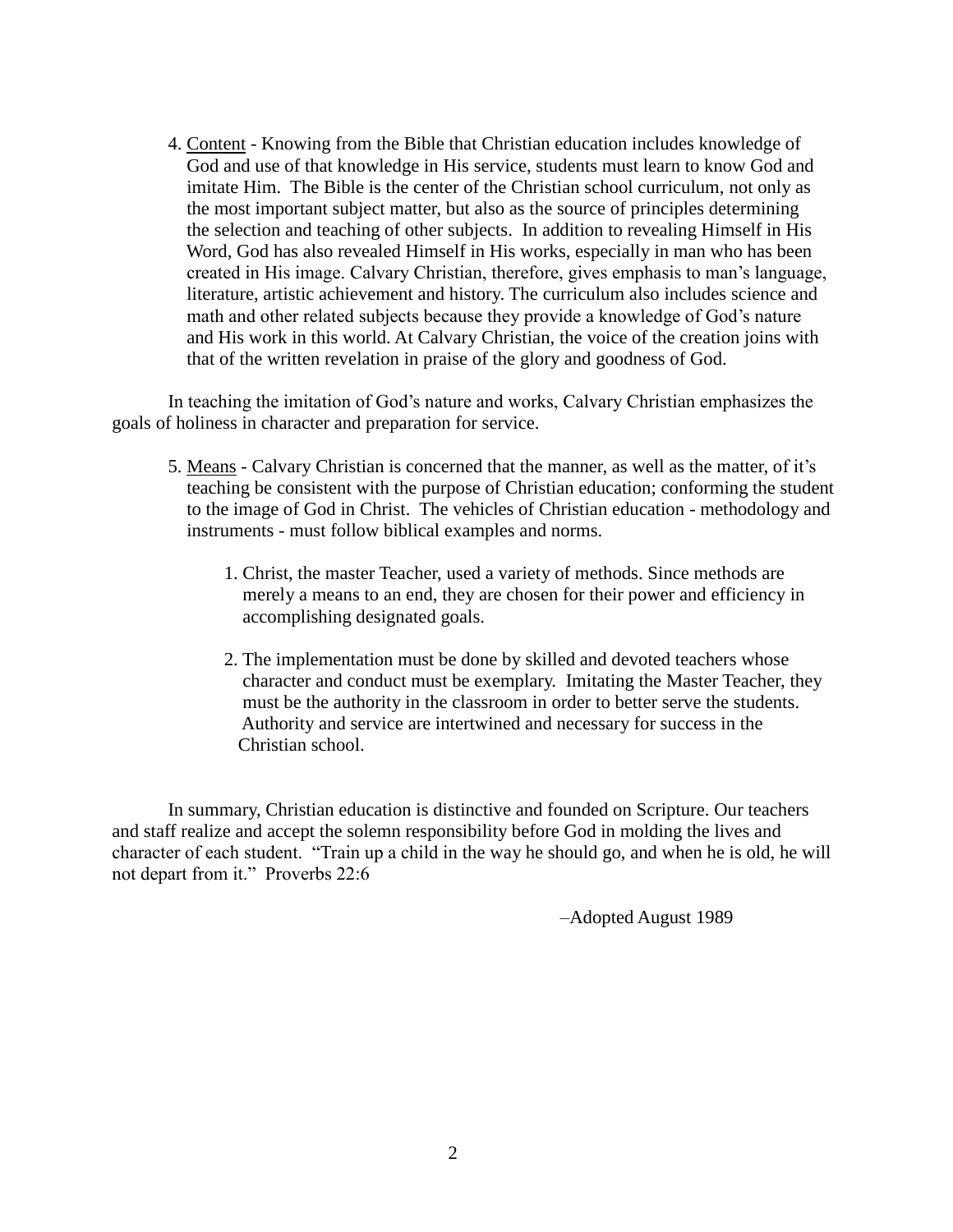4. <u>Content</u> - Knowing from the Bible that Christian education includes knowledge of God and use of that knowledge in His service, students must learn to know God and imitate Him. The Bible is the center of the Christian school curriculum, not only as the most important subject matter, but also as the source of principles determining the selection and teaching of other subjects. In addition to revealing Himself in His Word, God has also revealed Himself in His works, especially in man who has been created in His image. Calvary Christian, therefore, gives emphasis to man's language, literature, artistic achievement and history. The curriculum also includes science and math and other related subjects because they provide a knowledge of God's nature and His work in this world. At Calvary Christian, the voice of the creation joins with that of the written revelation in praise of the glory and goodness of God.

In teaching the imitation of God's nature and works, Calvary Christian emphasizes the goals of holiness in character and preparation for service.

5. <u>Means</u> - Calvary Christian is concerned that the manner, as well as the matter, of it's teaching be consistent with the purpose of Christian education; conforming the student to the image of God in Christ. The vehicles of Christian education - methodology and instruments - must follow biblical examples and norms.

   1. Christ, the master Teacher, used a variety of methods. Since methods are merely a means to an end, they are chosen for their power and efficiency in accomplishing designated goals.

   2. The implementation must be done by skilled and devoted teachers whose character and conduct must be exemplary. Imitating the Master Teacher, they must be the authority in the classroom in order to better serve the students. Authority and service are intertwined and necessary for success in the Christian school.

In summary, Christian education is distinctive and founded on Scripture. Our teachers and staff realize and accept the solemn responsibility before God in molding the lives and character of each student. "Train up a child in the way he should go, and when he is old, he will not depart from it." Proverbs 22:6

–Adopted August 1989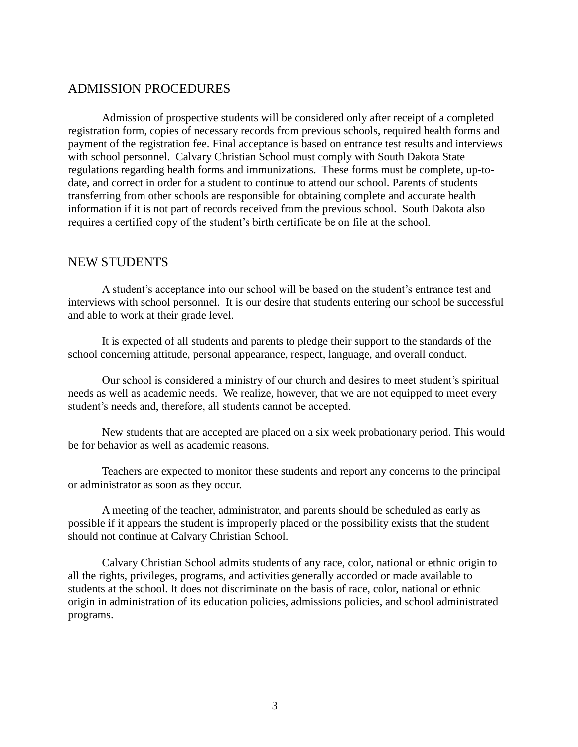## ADMISSION PROCEDURES

Admission of prospective students will be considered only after receipt of a completed registration form, copies of necessary records from previous schools, required health forms and payment of the registration fee. Final acceptance is based on entrance test results and interviews with school personnel. Calvary Christian School must comply with South Dakota State regulations regarding health forms and immunizations. These forms must be complete, up-to-date, and correct in order for a student to continue to attend our school. Parents of students transferring from other schools are responsible for obtaining complete and accurate health information if it is not part of records received from the previous school. South Dakota also requires a certified copy of the student's birth certificate be on file at the school.

## NEW STUDENTS

A student's acceptance into our school will be based on the student's entrance test and interviews with school personnel. It is our desire that students entering our school be successful and able to work at their grade level.

It is expected of all students and parents to pledge their support to the standards of the school concerning attitude, personal appearance, respect, language, and overall conduct.

Our school is considered a ministry of our church and desires to meet student's spiritual needs as well as academic needs. We realize, however, that we are not equipped to meet every student's needs and, therefore, all students cannot be accepted.

New students that are accepted are placed on a six week probationary period. This would be for behavior as well as academic reasons.

Teachers are expected to monitor these students and report any concerns to the principal or administrator as soon as they occur.

A meeting of the teacher, administrator, and parents should be scheduled as early as possible if it appears the student is improperly placed or the possibility exists that the student should not continue at Calvary Christian School.

Calvary Christian School admits students of any race, color, national or ethnic origin to all the rights, privileges, programs, and activities generally accorded or made available to students at the school. It does not discriminate on the basis of race, color, national or ethnic origin in administration of its education policies, admissions policies, and school administrated programs.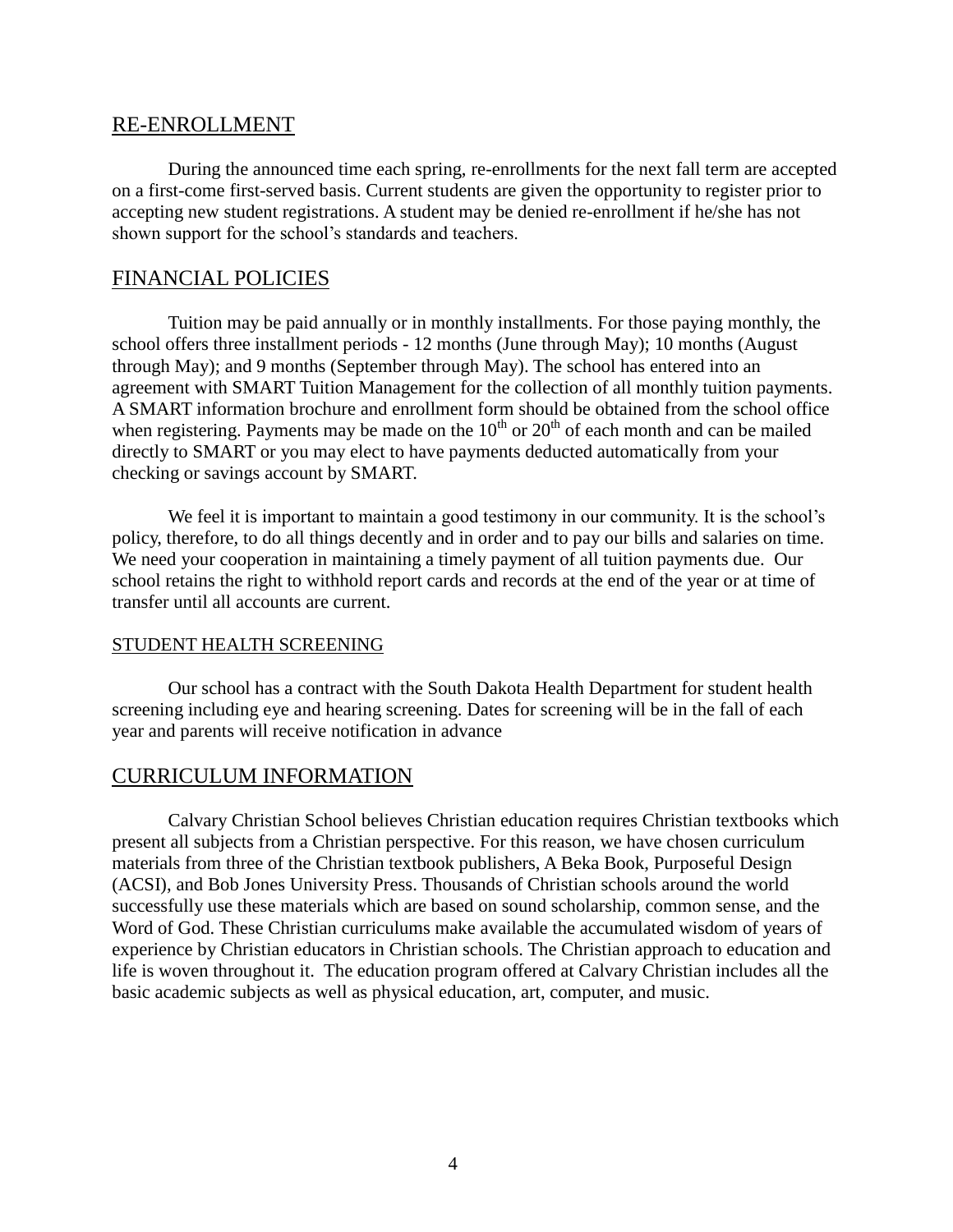## RE-ENROLLMENT

During the announced time each spring, re-enrollments for the next fall term are accepted on a first-come first-served basis. Current students are given the opportunity to register prior to accepting new student registrations. A student may be denied re-enrollment if he/she has not shown support for the school's standards and teachers.

## FINANCIAL POLICIES

Tuition may be paid annually or in monthly installments. For those paying monthly, the school offers three installment periods - 12 months (June through May); 10 months (August through May); and 9 months (September through May). The school has entered into an agreement with SMART Tuition Management for the collection of all monthly tuition payments. A SMART information brochure and enrollment form should be obtained from the school office when registering. Payments may be made on the 10th or 20th of each month and can be mailed directly to SMART or you may elect to have payments deducted automatically from your checking or savings account by SMART.

We feel it is important to maintain a good testimony in our community. It is the school's policy, therefore, to do all things decently and in order and to pay our bills and salaries on time. We need your cooperation in maintaining a timely payment of all tuition payments due. Our school retains the right to withhold report cards and records at the end of the year or at time of transfer until all accounts are current.

### STUDENT HEALTH SCREENING

Our school has a contract with the South Dakota Health Department for student health screening including eye and hearing screening. Dates for screening will be in the fall of each year and parents will receive notification in advance

## CURRICULUM INFORMATION

Calvary Christian School believes Christian education requires Christian textbooks which present all subjects from a Christian perspective. For this reason, we have chosen curriculum materials from three of the Christian textbook publishers, A Beka Book, Purposeful Design (ACSI), and Bob Jones University Press. Thousands of Christian schools around the world successfully use these materials which are based on sound scholarship, common sense, and the Word of God. These Christian curriculums make available the accumulated wisdom of years of experience by Christian educators in Christian schools. The Christian approach to education and life is woven throughout it. The education program offered at Calvary Christian includes all the basic academic subjects as well as physical education, art, computer, and music.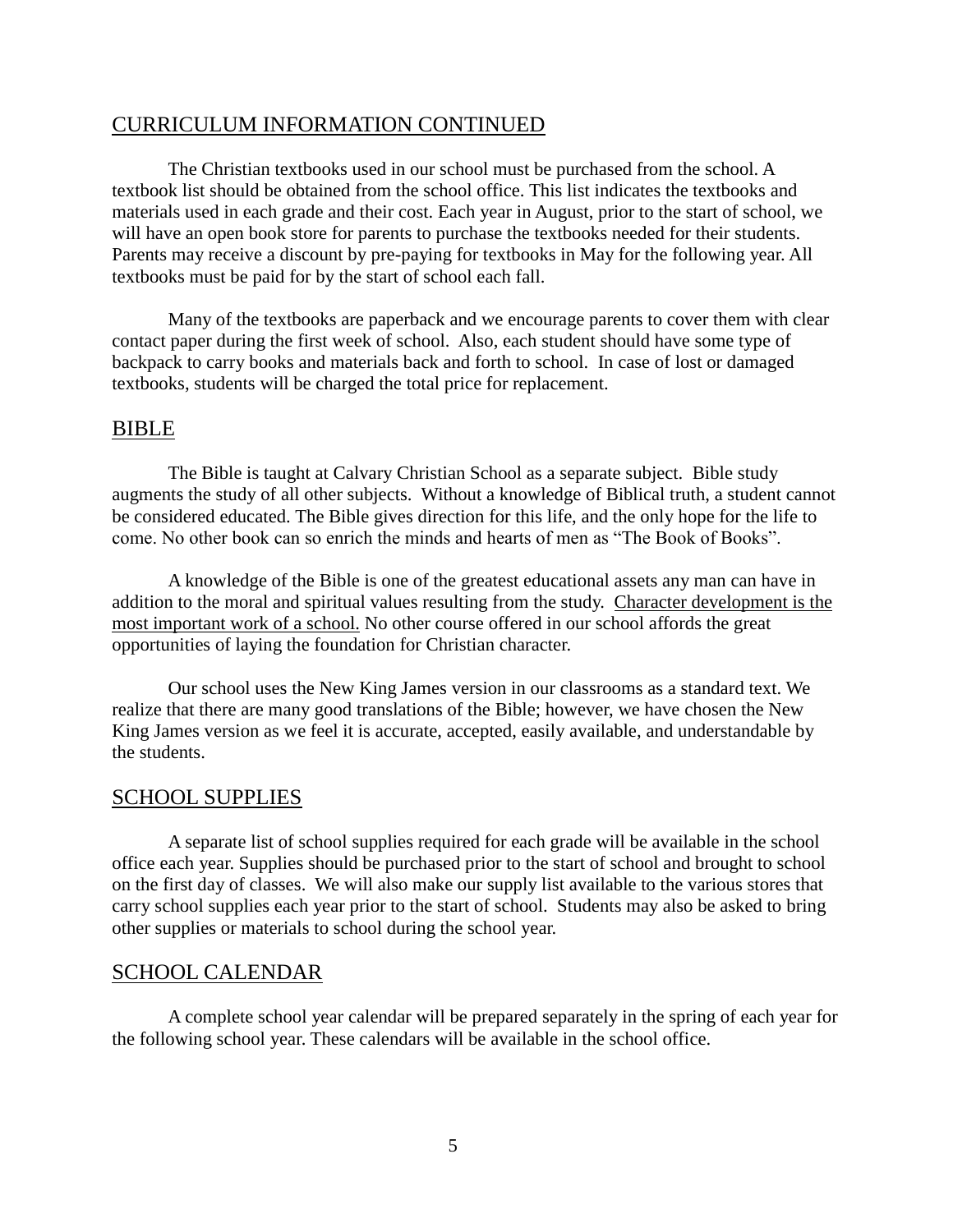## CURRICULUM INFORMATION CONTINUED

The Christian textbooks used in our school must be purchased from the school. A textbook list should be obtained from the school office. This list indicates the textbooks and materials used in each grade and their cost. Each year in August, prior to the start of school, we will have an open book store for parents to purchase the textbooks needed for their students. Parents may receive a discount by pre-paying for textbooks in May for the following year. All textbooks must be paid for by the start of school each fall.

Many of the textbooks are paperback and we encourage parents to cover them with clear contact paper during the first week of school. Also, each student should have some type of backpack to carry books and materials back and forth to school. In case of lost or damaged textbooks, students will be charged the total price for replacement.

## BIBLE

The Bible is taught at Calvary Christian School as a separate subject. Bible study augments the study of all other subjects. Without a knowledge of Biblical truth, a student cannot be considered educated. The Bible gives direction for this life, and the only hope for the life to come. No other book can so enrich the minds and hearts of men as "The Book of Books".

A knowledge of the Bible is one of the greatest educational assets any man can have in addition to the moral and spiritual values resulting from the study. <u>Character development is the most important work of a school.</u> No other course offered in our school affords the great opportunities of laying the foundation for Christian character.

Our school uses the New King James version in our classrooms as a standard text. We realize that there are many good translations of the Bible; however, we have chosen the New King James version as we feel it is accurate, accepted, easily available, and understandable by the students.

## SCHOOL SUPPLIES

A separate list of school supplies required for each grade will be available in the school office each year. Supplies should be purchased prior to the start of school and brought to school on the first day of classes. We will also make our supply list available to the various stores that carry school supplies each year prior to the start of school. Students may also be asked to bring other supplies or materials to school during the school year.

## SCHOOL CALENDAR

A complete school year calendar will be prepared separately in the spring of each year for the following school year. These calendars will be available in the school office.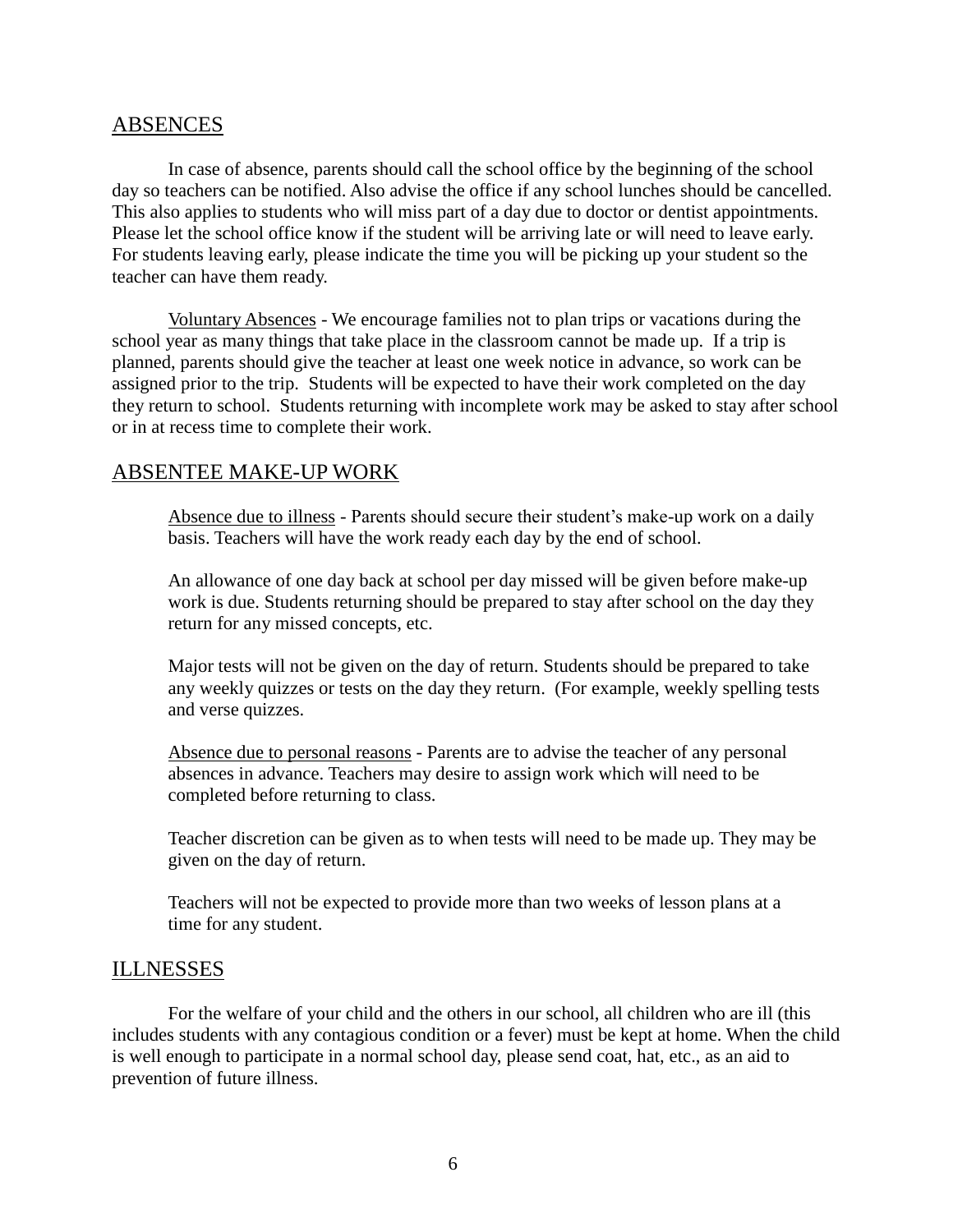## ABSENCES

In case of absence, parents should call the school office by the beginning of the school day so teachers can be notified. Also advise the office if any school lunches should be cancelled. This also applies to students who will miss part of a day due to doctor or dentist appointments. Please let the school office know if the student will be arriving late or will need to leave early. For students leaving early, please indicate the time you will be picking up your student so the teacher can have them ready.

Voluntary Absences - We encourage families not to plan trips or vacations during the school year as many things that take place in the classroom cannot be made up. If a trip is planned, parents should give the teacher at least one week notice in advance, so work can be assigned prior to the trip. Students will be expected to have their work completed on the day they return to school. Students returning with incomplete work may be asked to stay after school or in at recess time to complete their work.

## ABSENTEE MAKE-UP WORK

Absence due to illness - Parents should secure their student's make-up work on a daily basis. Teachers will have the work ready each day by the end of school.

An allowance of one day back at school per day missed will be given before make-up work is due. Students returning should be prepared to stay after school on the day they return for any missed concepts, etc.

Major tests will not be given on the day of return. Students should be prepared to take any weekly quizzes or tests on the day they return. (For example, weekly spelling tests and verse quizzes.

Absence due to personal reasons - Parents are to advise the teacher of any personal absences in advance. Teachers may desire to assign work which will need to be completed before returning to class.

Teacher discretion can be given as to when tests will need to be made up. They may be given on the day of return.

Teachers will not be expected to provide more than two weeks of lesson plans at a time for any student.

## ILLNESSES

For the welfare of your child and the others in our school, all children who are ill (this includes students with any contagious condition or a fever) must be kept at home. When the child is well enough to participate in a normal school day, please send coat, hat, etc., as an aid to prevention of future illness.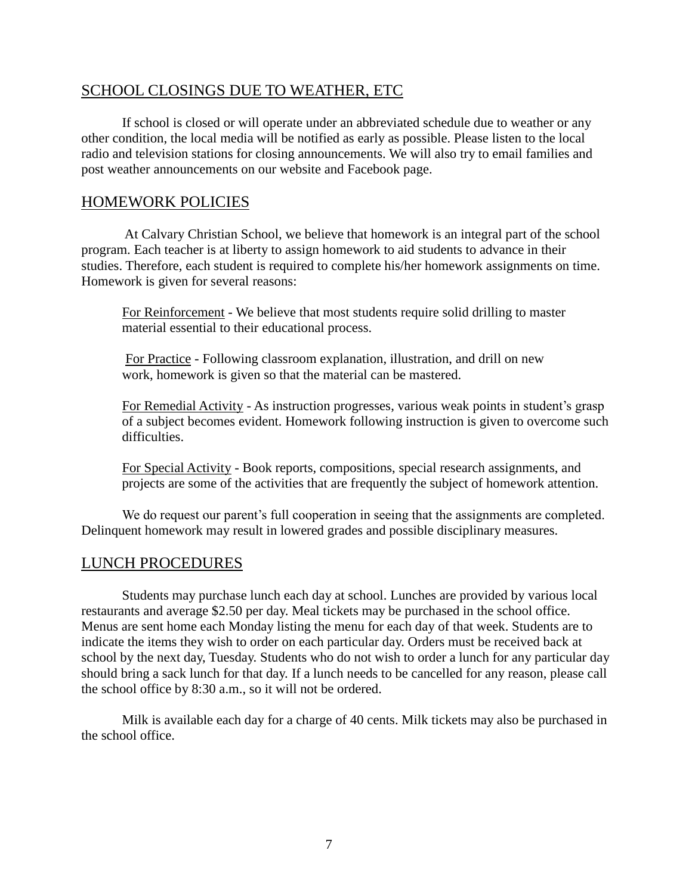## SCHOOL CLOSINGS DUE TO WEATHER, ETC

If school is closed or will operate under an abbreviated schedule due to weather or any other condition, the local media will be notified as early as possible. Please listen to the local radio and television stations for closing announcements. We will also try to email families and post weather announcements on our website and Facebook page.

## HOMEWORK POLICIES

At Calvary Christian School, we believe that homework is an integral part of the school program. Each teacher is at liberty to assign homework to aid students to advance in their studies. Therefore, each student is required to complete his/her homework assignments on time. Homework is given for several reasons:

<u>For Reinforcement</u> - We believe that most students require solid drilling to master material essential to their educational process.

<u>For Practice</u> - Following classroom explanation, illustration, and drill on new work, homework is given so that the material can be mastered.

<u>For Remedial Activity</u> - As instruction progresses, various weak points in student's grasp of a subject becomes evident. Homework following instruction is given to overcome such difficulties.

<u>For Special Activity</u> - Book reports, compositions, special research assignments, and projects are some of the activities that are frequently the subject of homework attention.

We do request our parent's full cooperation in seeing that the assignments are completed. Delinquent homework may result in lowered grades and possible disciplinary measures.

## LUNCH PROCEDURES

Students may purchase lunch each day at school. Lunches are provided by various local restaurants and average $2.50 per day. Meal tickets may be purchased in the school office. Menus are sent home each Monday listing the menu for each day of that week. Students are to indicate the items they wish to order on each particular day. Orders must be received back at school by the next day, Tuesday. Students who do not wish to order a lunch for any particular day should bring a sack lunch for that day. If a lunch needs to be cancelled for any reason, please call the school office by 8:30 a.m., so it will not be ordered.

Milk is available each day for a charge of 40 cents. Milk tickets may also be purchased in the school office.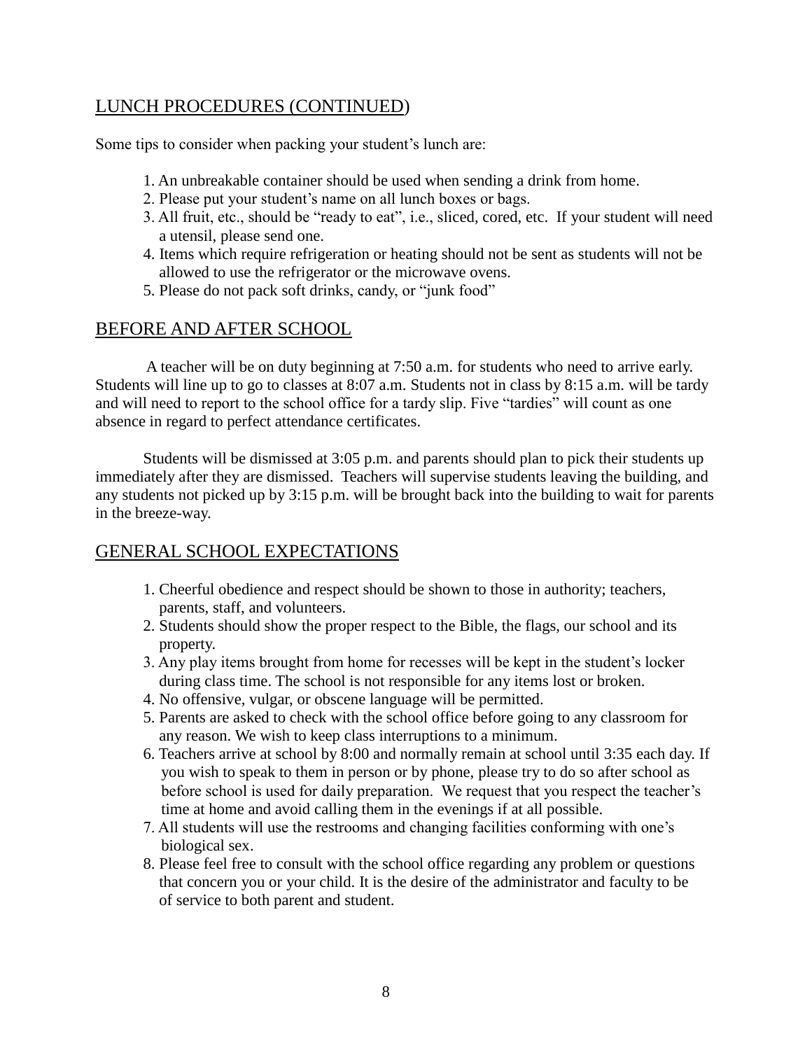## LUNCH PROCEDURES (CONTINUED)

Some tips to consider when packing your student's lunch are:

1. An unbreakable container should be used when sending a drink from home.
2. Please put your student's name on all lunch boxes or bags.
3. All fruit, etc., should be "ready to eat", i.e., sliced, cored, etc. If your student will need a utensil, please send one.
4. Items which require refrigeration or heating should not be sent as students will not be allowed to use the refrigerator or the microwave ovens.
5. Please do not pack soft drinks, candy, or "junk food"

## BEFORE AND AFTER SCHOOL

A teacher will be on duty beginning at 7:50 a.m. for students who need to arrive early. Students will line up to go to classes at 8:07 a.m. Students not in class by 8:15 a.m. will be tardy and will need to report to the school office for a tardy slip. Five "tardies" will count as one absence in regard to perfect attendance certificates.

Students will be dismissed at 3:05 p.m. and parents should plan to pick their students up immediately after they are dismissed. Teachers will supervise students leaving the building, and any students not picked up by 3:15 p.m. will be brought back into the building to wait for parents in the breeze-way.

## GENERAL SCHOOL EXPECTATIONS

1. Cheerful obedience and respect should be shown to those in authority; teachers, parents, staff, and volunteers.
2. Students should show the proper respect to the Bible, the flags, our school and its property.
3. Any play items brought from home for recesses will be kept in the student's locker during class time. The school is not responsible for any items lost or broken.
4. No offensive, vulgar, or obscene language will be permitted.
5. Parents are asked to check with the school office before going to any classroom for any reason. We wish to keep class interruptions to a minimum.
6. Teachers arrive at school by 8:00 and normally remain at school until 3:35 each day. If you wish to speak to them in person or by phone, please try to do so after school as before school is used for daily preparation. We request that you respect the teacher's time at home and avoid calling them in the evenings if at all possible.
7. All students will use the restrooms and changing facilities conforming with one's biological sex.
8. Please feel free to consult with the school office regarding any problem or questions that concern you or your child. It is the desire of the administrator and faculty to be of service to both parent and student.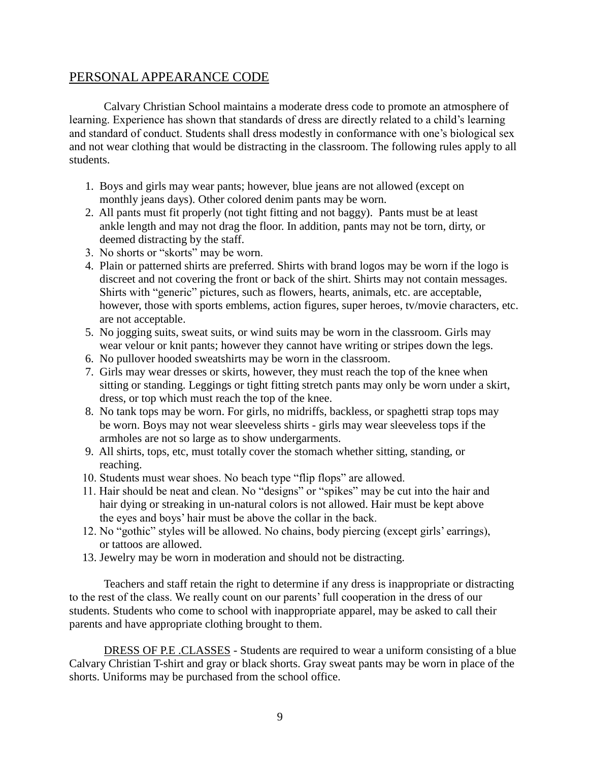## PERSONAL APPEARANCE CODE

Calvary Christian School maintains a moderate dress code to promote an atmosphere of learning. Experience has shown that standards of dress are directly related to a child's learning and standard of conduct. Students shall dress modestly in conformance with one's biological sex and not wear clothing that would be distracting in the classroom. The following rules apply to all students.

1. Boys and girls may wear pants; however, blue jeans are not allowed (except on monthly jeans days). Other colored denim pants may be worn.
2. All pants must fit properly (not tight fitting and not baggy). Pants must be at least ankle length and may not drag the floor. In addition, pants may not be torn, dirty, or deemed distracting by the staff.
3. No shorts or "skorts" may be worn.
4. Plain or patterned shirts are preferred. Shirts with brand logos may be worn if the logo is discreet and not covering the front or back of the shirt. Shirts may not contain messages. Shirts with "generic" pictures, such as flowers, hearts, animals, etc. are acceptable, however, those with sports emblems, action figures, super heroes, tv/movie characters, etc. are not acceptable.
5. No jogging suits, sweat suits, or wind suits may be worn in the classroom. Girls may wear velour or knit pants; however they cannot have writing or stripes down the legs.
6. No pullover hooded sweatshirts may be worn in the classroom.
7. Girls may wear dresses or skirts, however, they must reach the top of the knee when sitting or standing. Leggings or tight fitting stretch pants may only be worn under a skirt, dress, or top which must reach the top of the knee.
8. No tank tops may be worn. For girls, no midriffs, backless, or spaghetti strap tops may be worn. Boys may not wear sleeveless shirts - girls may wear sleeveless tops if the armholes are not so large as to show undergarments.
9. All shirts, tops, etc, must totally cover the stomach whether sitting, standing, or reaching.
10. Students must wear shoes. No beach type "flip flops" are allowed.
11. Hair should be neat and clean. No "designs" or "spikes" may be cut into the hair and hair dying or streaking in un-natural colors is not allowed. Hair must be kept above the eyes and boys' hair must be above the collar in the back.
12. No "gothic" styles will be allowed. No chains, body piercing (except girls' earrings), or tattoos are allowed.
13. Jewelry may be worn in moderation and should not be distracting.

Teachers and staff retain the right to determine if any dress is inappropriate or distracting to the rest of the class. We really count on our parents' full cooperation in the dress of our students. Students who come to school with inappropriate apparel, may be asked to call their parents and have appropriate clothing brought to them.

DRESS OF P.E .CLASSES - Students are required to wear a uniform consisting of a blue Calvary Christian T-shirt and gray or black shorts. Gray sweat pants may be worn in place of the shorts. Uniforms may be purchased from the school office.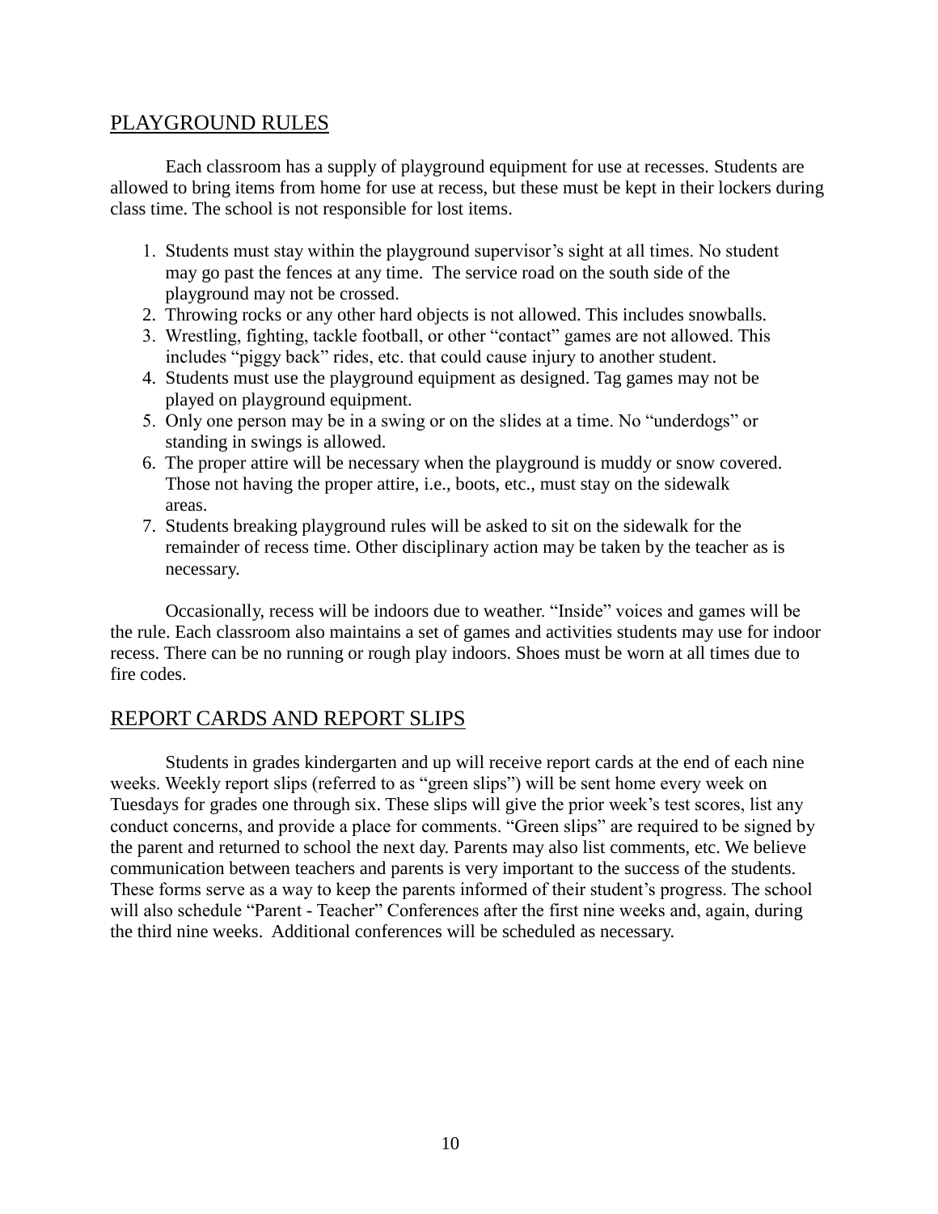## PLAYGROUND RULES

Each classroom has a supply of playground equipment for use at recesses. Students are allowed to bring items from home for use at recess, but these must be kept in their lockers during class time. The school is not responsible for lost items.

1. Students must stay within the playground supervisor's sight at all times. No student may go past the fences at any time. The service road on the south side of the playground may not be crossed.
2. Throwing rocks or any other hard objects is not allowed. This includes snowballs.
3. Wrestling, fighting, tackle football, or other "contact" games are not allowed. This includes "piggy back" rides, etc. that could cause injury to another student.
4. Students must use the playground equipment as designed. Tag games may not be played on playground equipment.
5. Only one person may be in a swing or on the slides at a time. No "underdogs" or standing in swings is allowed.
6. The proper attire will be necessary when the playground is muddy or snow covered. Those not having the proper attire, i.e., boots, etc., must stay on the sidewalk areas.
7. Students breaking playground rules will be asked to sit on the sidewalk for the remainder of recess time. Other disciplinary action may be taken by the teacher as is necessary.

Occasionally, recess will be indoors due to weather. "Inside" voices and games will be the rule. Each classroom also maintains a set of games and activities students may use for indoor recess. There can be no running or rough play indoors. Shoes must be worn at all times due to fire codes.

## REPORT CARDS AND REPORT SLIPS

Students in grades kindergarten and up will receive report cards at the end of each nine weeks. Weekly report slips (referred to as "green slips") will be sent home every week on Tuesdays for grades one through six. These slips will give the prior week's test scores, list any conduct concerns, and provide a place for comments. "Green slips" are required to be signed by the parent and returned to school the next day. Parents may also list comments, etc. We believe communication between teachers and parents is very important to the success of the students. These forms serve as a way to keep the parents informed of their student's progress. The school will also schedule "Parent - Teacher" Conferences after the first nine weeks and, again, during the third nine weeks. Additional conferences will be scheduled as necessary.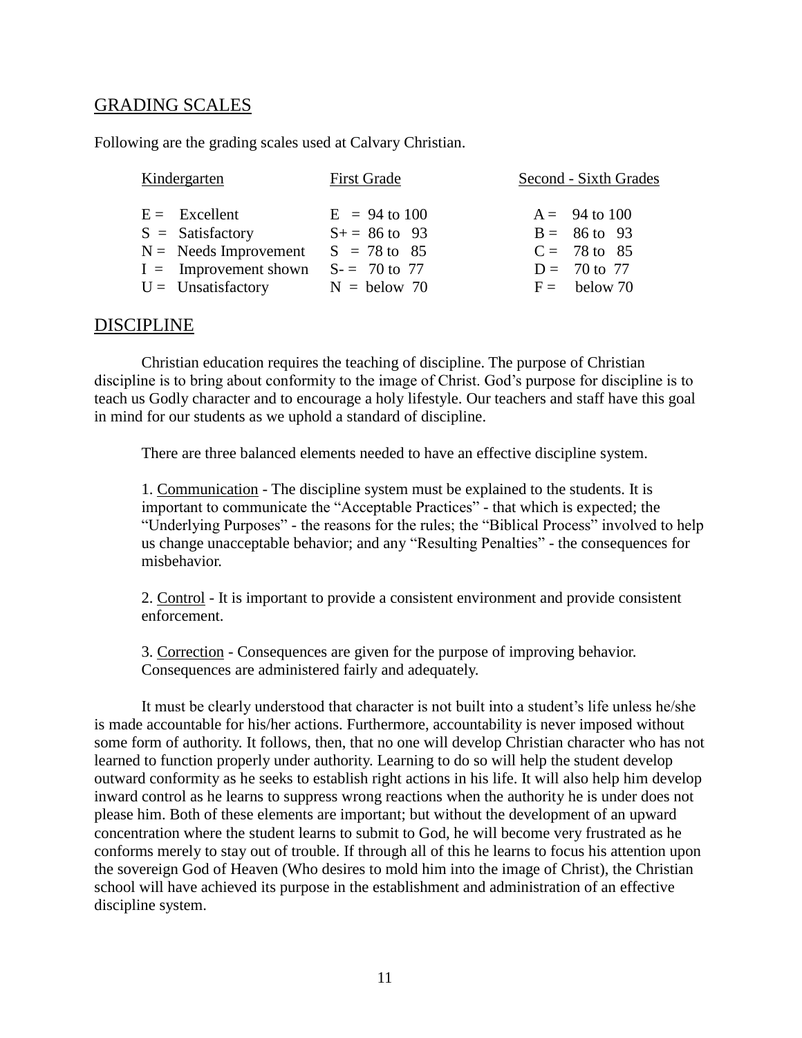## GRADING SCALES

Following are the grading scales used at Calvary Christian.

| Kindergarten | First Grade | Second - Sixth Grades |
|---|---|---|
| E = Excellent | E = 94 to 100 | A = 94 to 100 |
| S = Satisfactory | S+ = 86 to 93 | B = 86 to 93 |
| N = Needs Improvement | S = 78 to 85 | C = 78 to 85 |
| I = Improvement shown | S- = 70 to 77 | D = 70 to 77 |
| U = Unsatisfactory | N = below 70 | F = below 70 |

## DISCIPLINE

Christian education requires the teaching of discipline. The purpose of Christian discipline is to bring about conformity to the image of Christ. God's purpose for discipline is to teach us Godly character and to encourage a holy lifestyle. Our teachers and staff have this goal in mind for our students as we uphold a standard of discipline.

There are three balanced elements needed to have an effective discipline system.

1. Communication - The discipline system must be explained to the students. It is important to communicate the "Acceptable Practices" - that which is expected; the "Underlying Purposes" - the reasons for the rules; the "Biblical Process" involved to help us change unacceptable behavior; and any "Resulting Penalties" - the consequences for misbehavior.

2. Control - It is important to provide a consistent environment and provide consistent enforcement.

3. Correction - Consequences are given for the purpose of improving behavior. Consequences are administered fairly and adequately.

It must be clearly understood that character is not built into a student's life unless he/she is made accountable for his/her actions. Furthermore, accountability is never imposed without some form of authority. It follows, then, that no one will develop Christian character who has not learned to function properly under authority. Learning to do so will help the student develop outward conformity as he seeks to establish right actions in his life. It will also help him develop inward control as he learns to suppress wrong reactions when the authority he is under does not please him. Both of these elements are important; but without the development of an upward concentration where the student learns to submit to God, he will become very frustrated as he conforms merely to stay out of trouble. If through all of this he learns to focus his attention upon the sovereign God of Heaven (Who desires to mold him into the image of Christ), the Christian school will have achieved its purpose in the establishment and administration of an effective discipline system.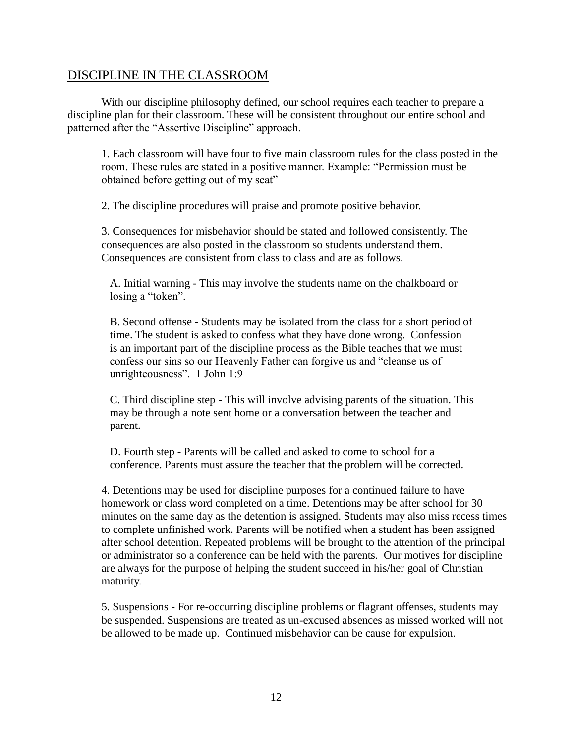## DISCIPLINE IN THE CLASSROOM

With our discipline philosophy defined, our school requires each teacher to prepare a discipline plan for their classroom. These will be consistent throughout our entire school and patterned after the "Assertive Discipline" approach.

1. Each classroom will have four to five main classroom rules for the class posted in the room. These rules are stated in a positive manner. Example: "Permission must be obtained before getting out of my seat"

2. The discipline procedures will praise and promote positive behavior.

3. Consequences for misbehavior should be stated and followed consistently. The consequences are also posted in the classroom so students understand them. Consequences are consistent from class to class and are as follows.

   A. Initial warning - This may involve the students name on the chalkboard or losing a "token".

   B. Second offense - Students may be isolated from the class for a short period of time. The student is asked to confess what they have done wrong. Confession is an important part of the discipline process as the Bible teaches that we must confess our sins so our Heavenly Father can forgive us and "cleanse us of unrighteousness". 1 John 1:9

   C. Third discipline step - This will involve advising parents of the situation. This may be through a note sent home or a conversation between the teacher and parent.

   D. Fourth step - Parents will be called and asked to come to school for a conference. Parents must assure the teacher that the problem will be corrected.

4. Detentions may be used for discipline purposes for a continued failure to have homework or class word completed on a time. Detentions may be after school for 30 minutes on the same day as the detention is assigned. Students may also miss recess times to complete unfinished work. Parents will be notified when a student has been assigned after school detention. Repeated problems will be brought to the attention of the principal or administrator so a conference can be held with the parents. Our motives for discipline are always for the purpose of helping the student succeed in his/her goal of Christian maturity.

5. Suspensions - For re-occurring discipline problems or flagrant offenses, students may be suspended. Suspensions are treated as un-excused absences as missed worked will not be allowed to be made up. Continued misbehavior can be cause for expulsion.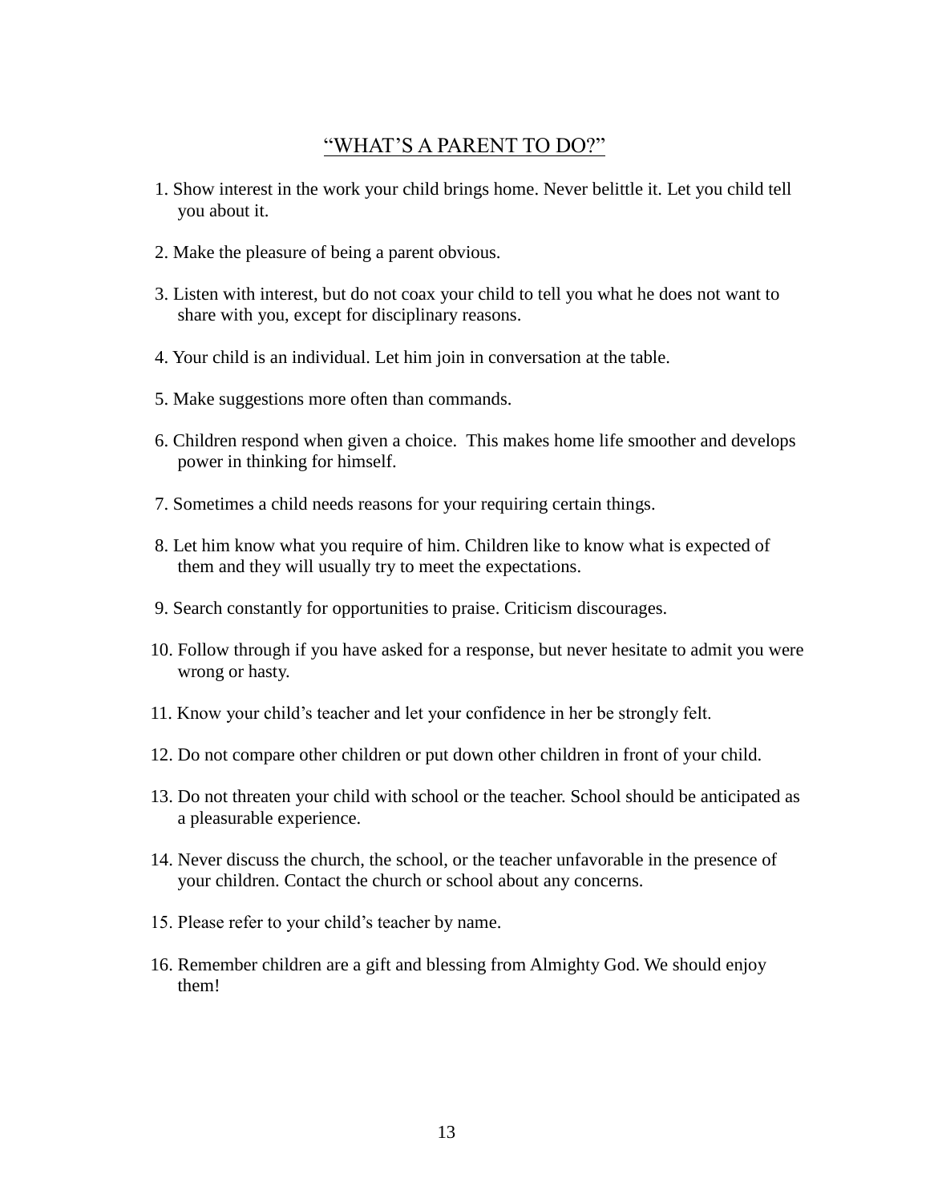# "WHAT'S A PARENT TO DO?"

1. Show interest in the work your child brings home. Never belittle it. Let you child tell you about it.
2. Make the pleasure of being a parent obvious.
3. Listen with interest, but do not coax your child to tell you what he does not want to share with you, except for disciplinary reasons.
4. Your child is an individual. Let him join in conversation at the table.
5. Make suggestions more often than commands.
6. Children respond when given a choice. This makes home life smoother and develops power in thinking for himself.
7. Sometimes a child needs reasons for your requiring certain things.
8. Let him know what you require of him. Children like to know what is expected of them and they will usually try to meet the expectations.
9. Search constantly for opportunities to praise. Criticism discourages.
10. Follow through if you have asked for a response, but never hesitate to admit you were wrong or hasty.
11. Know your child's teacher and let your confidence in her be strongly felt.
12. Do not compare other children or put down other children in front of your child.
13. Do not threaten your child with school or the teacher. School should be anticipated as a pleasurable experience.
14. Never discuss the church, the school, or the teacher unfavorable in the presence of your children. Contact the church or school about any concerns.
15. Please refer to your child's teacher by name.
16. Remember children are a gift and blessing from Almighty God. We should enjoy them!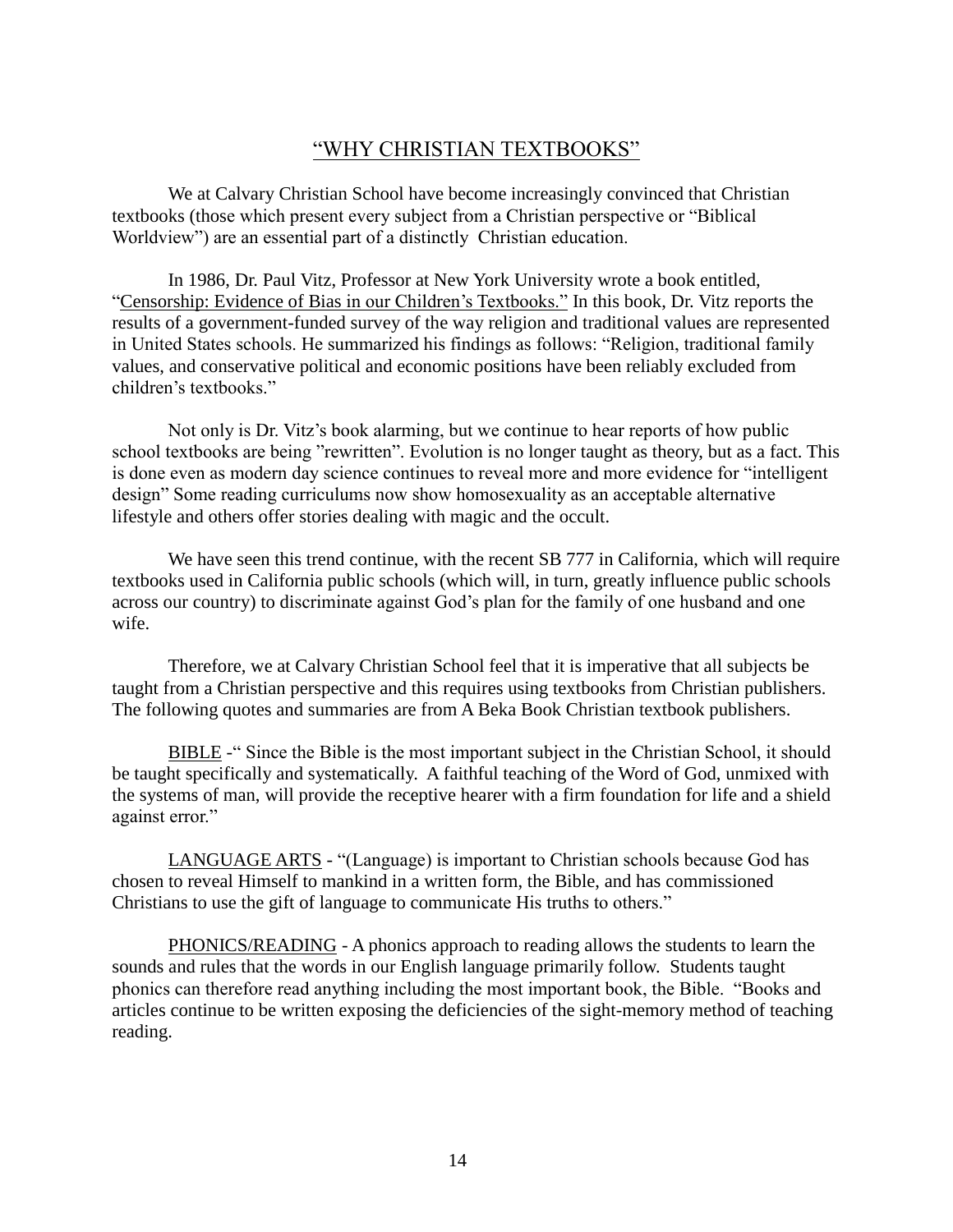## "WHY CHRISTIAN TEXTBOOKS"

We at Calvary Christian School have become increasingly convinced that Christian textbooks (those which present every subject from a Christian perspective or "Biblical Worldview") are an essential part of a distinctly Christian education.

In 1986, Dr. Paul Vitz, Professor at New York University wrote a book entitled, "Censorship: Evidence of Bias in our Children's Textbooks." In this book, Dr. Vitz reports the results of a government-funded survey of the way religion and traditional values are represented in United States schools. He summarized his findings as follows: "Religion, traditional family values, and conservative political and economic positions have been reliably excluded from children's textbooks."

Not only is Dr. Vitz's book alarming, but we continue to hear reports of how public school textbooks are being "rewritten". Evolution is no longer taught as theory, but as a fact. This is done even as modern day science continues to reveal more and more evidence for "intelligent design" Some reading curriculums now show homosexuality as an acceptable alternative lifestyle and others offer stories dealing with magic and the occult.

We have seen this trend continue, with the recent SB 777 in California, which will require textbooks used in California public schools (which will, in turn, greatly influence public schools across our country) to discriminate against God's plan for the family of one husband and one wife.

Therefore, we at Calvary Christian School feel that it is imperative that all subjects be taught from a Christian perspective and this requires using textbooks from Christian publishers. The following quotes and summaries are from A Beka Book Christian textbook publishers.

BIBLE -" Since the Bible is the most important subject in the Christian School, it should be taught specifically and systematically. A faithful teaching of the Word of God, unmixed with the systems of man, will provide the receptive hearer with a firm foundation for life and a shield against error."

LANGUAGE ARTS - "(Language) is important to Christian schools because God has chosen to reveal Himself to mankind in a written form, the Bible, and has commissioned Christians to use the gift of language to communicate His truths to others."

PHONICS/READING - A phonics approach to reading allows the students to learn the sounds and rules that the words in our English language primarily follow. Students taught phonics can therefore read anything including the most important book, the Bible. "Books and articles continue to be written exposing the deficiencies of the sight-memory method of teaching reading.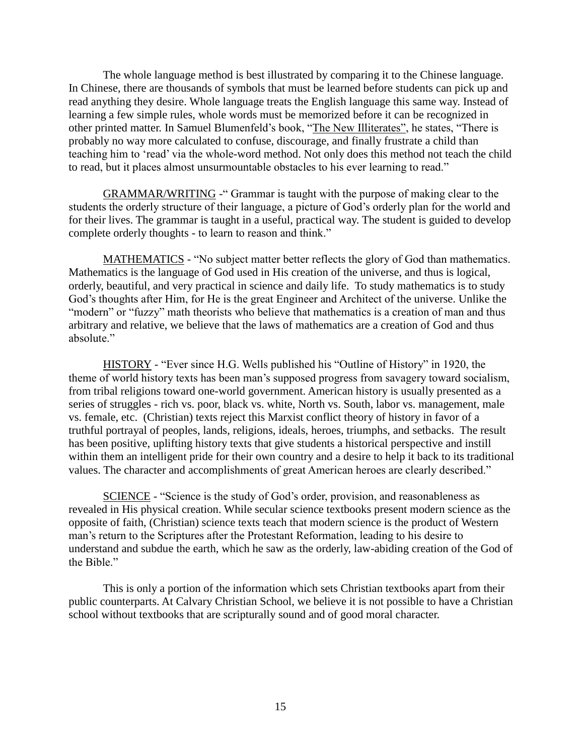The whole language method is best illustrated by comparing it to the Chinese language. In Chinese, there are thousands of symbols that must be learned before students can pick up and read anything they desire. Whole language treats the English language this same way. Instead of learning a few simple rules, whole words must be memorized before it can be recognized in other printed matter. In Samuel Blumenfeld's book, "The New Illiterates", he states, "There is probably no way more calculated to confuse, discourage, and finally frustrate a child than teaching him to 'read' via the whole-word method. Not only does this method not teach the child to read, but it places almost unsurmountable obstacles to his ever learning to read."

GRAMMAR/WRITING -" Grammar is taught with the purpose of making clear to the students the orderly structure of their language, a picture of God's orderly plan for the world and for their lives. The grammar is taught in a useful, practical way. The student is guided to develop complete orderly thoughts - to learn to reason and think."

MATHEMATICS - "No subject matter better reflects the glory of God than mathematics. Mathematics is the language of God used in His creation of the universe, and thus is logical, orderly, beautiful, and very practical in science and daily life. To study mathematics is to study God's thoughts after Him, for He is the great Engineer and Architect of the universe. Unlike the "modern" or "fuzzy" math theorists who believe that mathematics is a creation of man and thus arbitrary and relative, we believe that the laws of mathematics are a creation of God and thus absolute."

HISTORY - "Ever since H.G. Wells published his "Outline of History" in 1920, the theme of world history texts has been man's supposed progress from savagery toward socialism, from tribal religions toward one-world government. American history is usually presented as a series of struggles - rich vs. poor, black vs. white, North vs. South, labor vs. management, male vs. female, etc. (Christian) texts reject this Marxist conflict theory of history in favor of a truthful portrayal of peoples, lands, religions, ideals, heroes, triumphs, and setbacks. The result has been positive, uplifting history texts that give students a historical perspective and instill within them an intelligent pride for their own country and a desire to help it back to its traditional values. The character and accomplishments of great American heroes are clearly described."

SCIENCE - "Science is the study of God's order, provision, and reasonableness as revealed in His physical creation. While secular science textbooks present modern science as the opposite of faith, (Christian) science texts teach that modern science is the product of Western man's return to the Scriptures after the Protestant Reformation, leading to his desire to understand and subdue the earth, which he saw as the orderly, law-abiding creation of the God of the Bible."

This is only a portion of the information which sets Christian textbooks apart from their public counterparts. At Calvary Christian School, we believe it is not possible to have a Christian school without textbooks that are scripturally sound and of good moral character.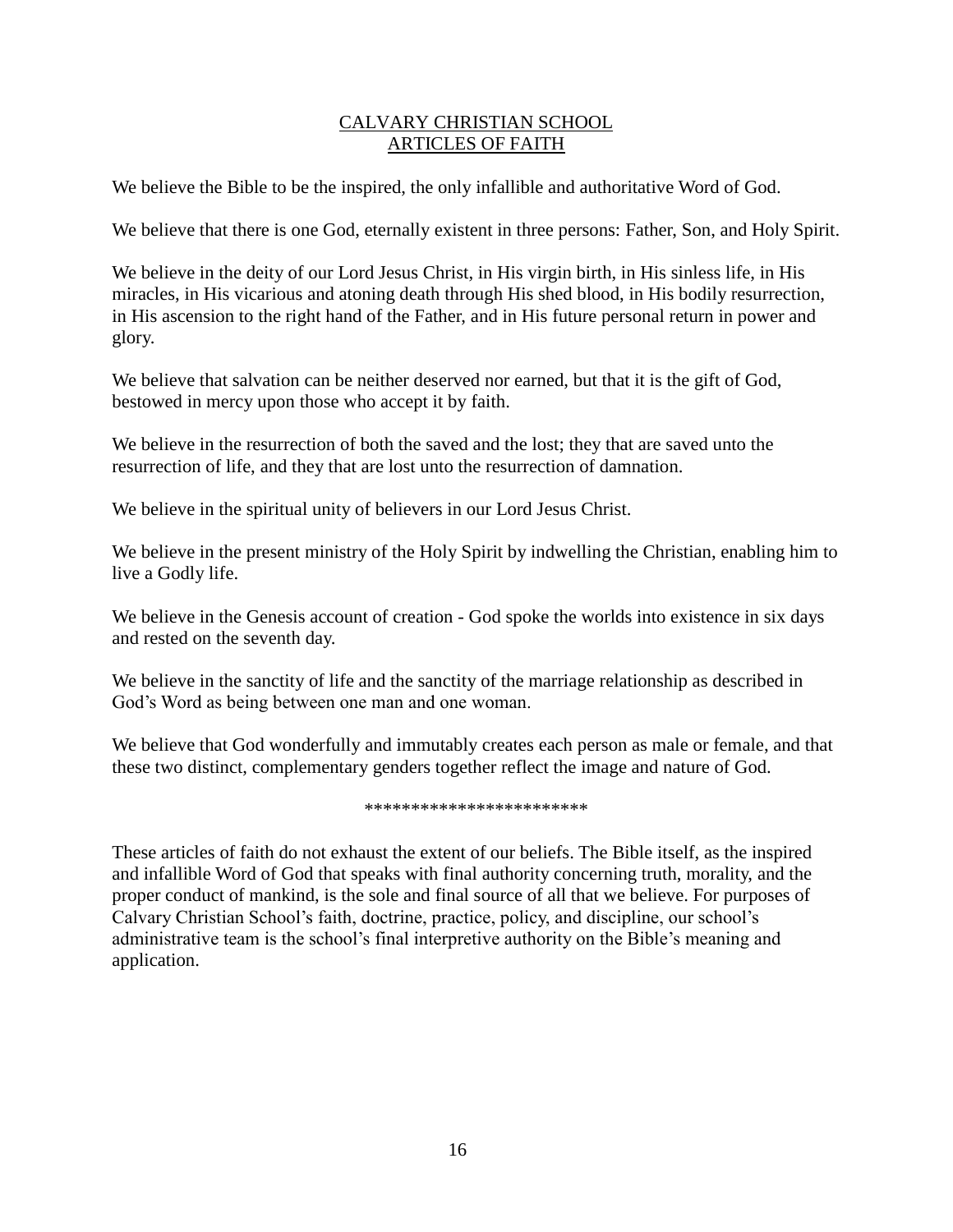# CALVARY CHRISTIAN SCHOOL
# ARTICLES OF FAITH

We believe the Bible to be the inspired, the only infallible and authoritative Word of God.

We believe that there is one God, eternally existent in three persons: Father, Son, and Holy Spirit.

We believe in the deity of our Lord Jesus Christ, in His virgin birth, in His sinless life, in His miracles, in His vicarious and atoning death through His shed blood, in His bodily resurrection, in His ascension to the right hand of the Father, and in His future personal return in power and glory.

We believe that salvation can be neither deserved nor earned, but that it is the gift of God, bestowed in mercy upon those who accept it by faith.

We believe in the resurrection of both the saved and the lost; they that are saved unto the resurrection of life, and they that are lost unto the resurrection of damnation.

We believe in the spiritual unity of believers in our Lord Jesus Christ.

We believe in the present ministry of the Holy Spirit by indwelling the Christian, enabling him to live a Godly life.

We believe in the Genesis account of creation - God spoke the worlds into existence in six days and rested on the seventh day.

We believe in the sanctity of life and the sanctity of the marriage relationship as described in God's Word as being between one man and one woman.

We believe that God wonderfully and immutably creates each person as male or female, and that these two distinct, complementary genders together reflect the image and nature of God.

************************

These articles of faith do not exhaust the extent of our beliefs. The Bible itself, as the inspired and infallible Word of God that speaks with final authority concerning truth, morality, and the proper conduct of mankind, is the sole and final source of all that we believe. For purposes of Calvary Christian School's faith, doctrine, practice, policy, and discipline, our school's administrative team is the school's final interpretive authority on the Bible's meaning and application.